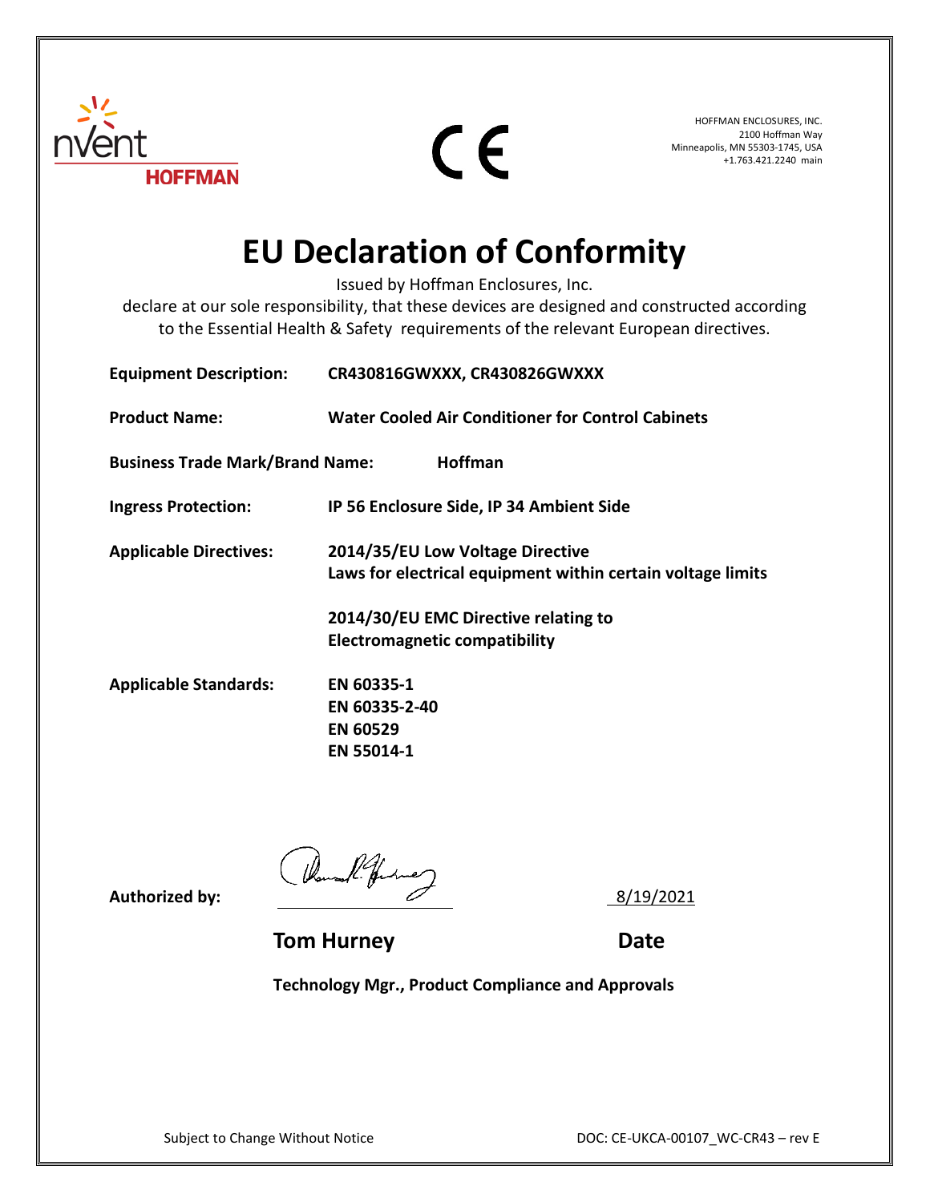nVent HOFFMAN

CE

HOFFMAN ENCLOSURES, INC.
2100 Hoffman Way
Minneapolis, MN 55303-1745, USA
+1.763.421.2240 main

# EU Declaration of Conformity

Issued by Hoffman Enclosures, Inc.
declare at our sole responsibility, that these devices are designed and constructed according to the Essential Health & Safety requirements of the relevant European directives.

**Equipment Description:** **CR430816GWXXX, CR430826GWXXX**

**Product Name:** **Water Cooled Air Conditioner for Control Cabinets**

**Business Trade Mark/Brand Name:** **Hoffman**

**Ingress Protection:** **IP 56 Enclosure Side, IP 34 Ambient Side**

**Applicable Directives:** **2014/35/EU Low Voltage Directive**
**Laws for electrical equipment within certain voltage limits**

**2014/30/EU EMC Directive relating to**
**Electromagnetic compatibility**

**Applicable Standards:** **EN 60335-1**
**EN 60335-2-40**
**EN 60529**
**EN 55014-1**

**Authorized by:** ______________________ 8/19/2021

**Tom Hurney** **Date**

**Technology Mgr., Product Compliance and Approvals**

Subject to Change Without Notice DOC: CE-UKCA-00107_WC-CR43 – rev E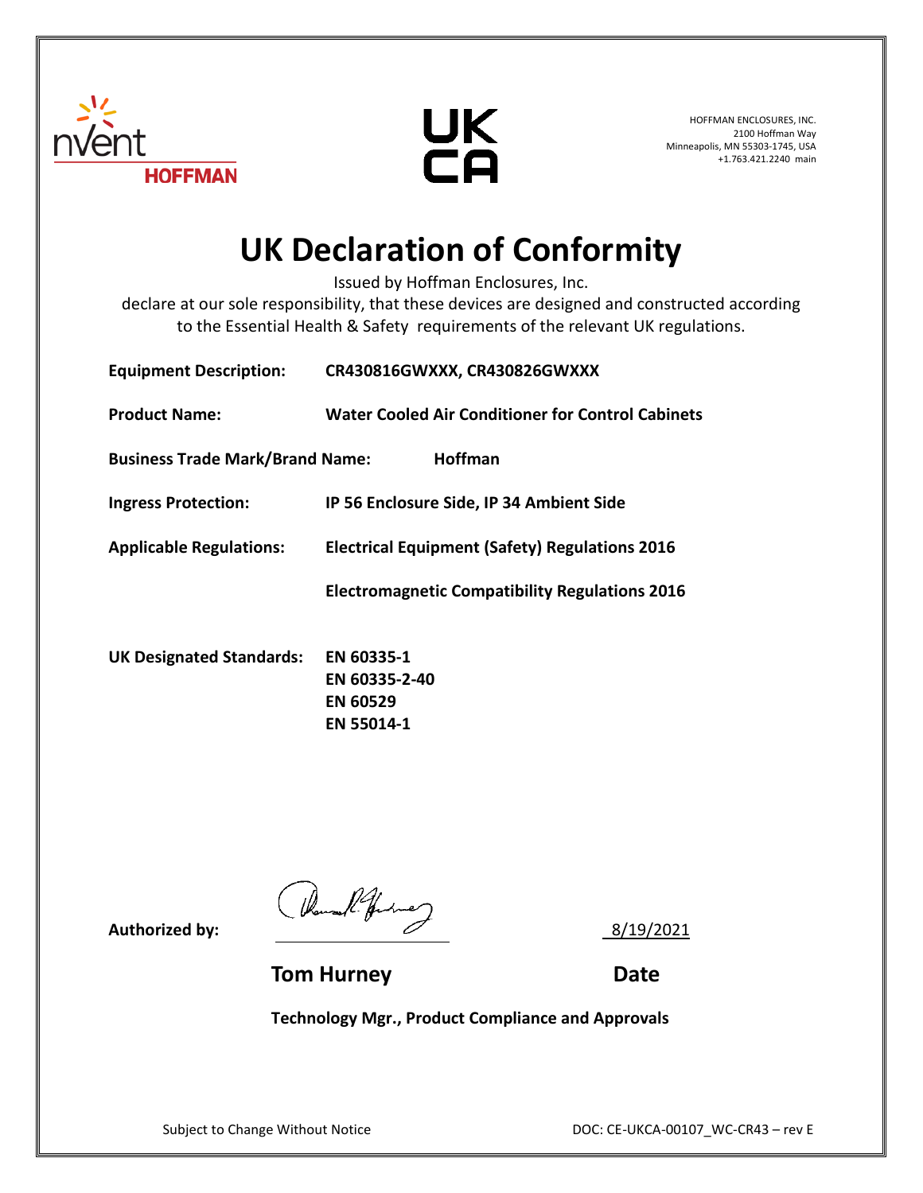nVent HOFFMAN

UK CA

HOFFMAN ENCLOSURES, INC.
2100 Hoffman Way
Minneapolis, MN 55303-1745, USA
+1.763.421.2240 main

# UK Declaration of Conformity

Issued by Hoffman Enclosures, Inc.
declare at our sole responsibility, that these devices are designed and constructed according to the Essential Health & Safety requirements of the relevant UK regulations.

**Equipment Description:** **CR430816GWXXX, CR430826GWXXX**

**Product Name:** **Water Cooled Air Conditioner for Control Cabinets**

**Business Trade Mark/Brand Name:** **Hoffman**

**Ingress Protection:** **IP 56 Enclosure Side, IP 34 Ambient Side**

**Applicable Regulations:** **Electrical Equipment (Safety) Regulations 2016**

**Electromagnetic Compatibility Regulations 2016**

**UK Designated Standards:**
**EN 60335-1**
**EN 60335-2-40**
**EN 60529**
**EN 55014-1**

**Authorized by:** 8/19/2021

**Tom Hurney** **Date**

**Technology Mgr., Product Compliance and Approvals**

Subject to Change Without Notice

DOC: CE-UKCA-00107_WC-CR43 – rev E